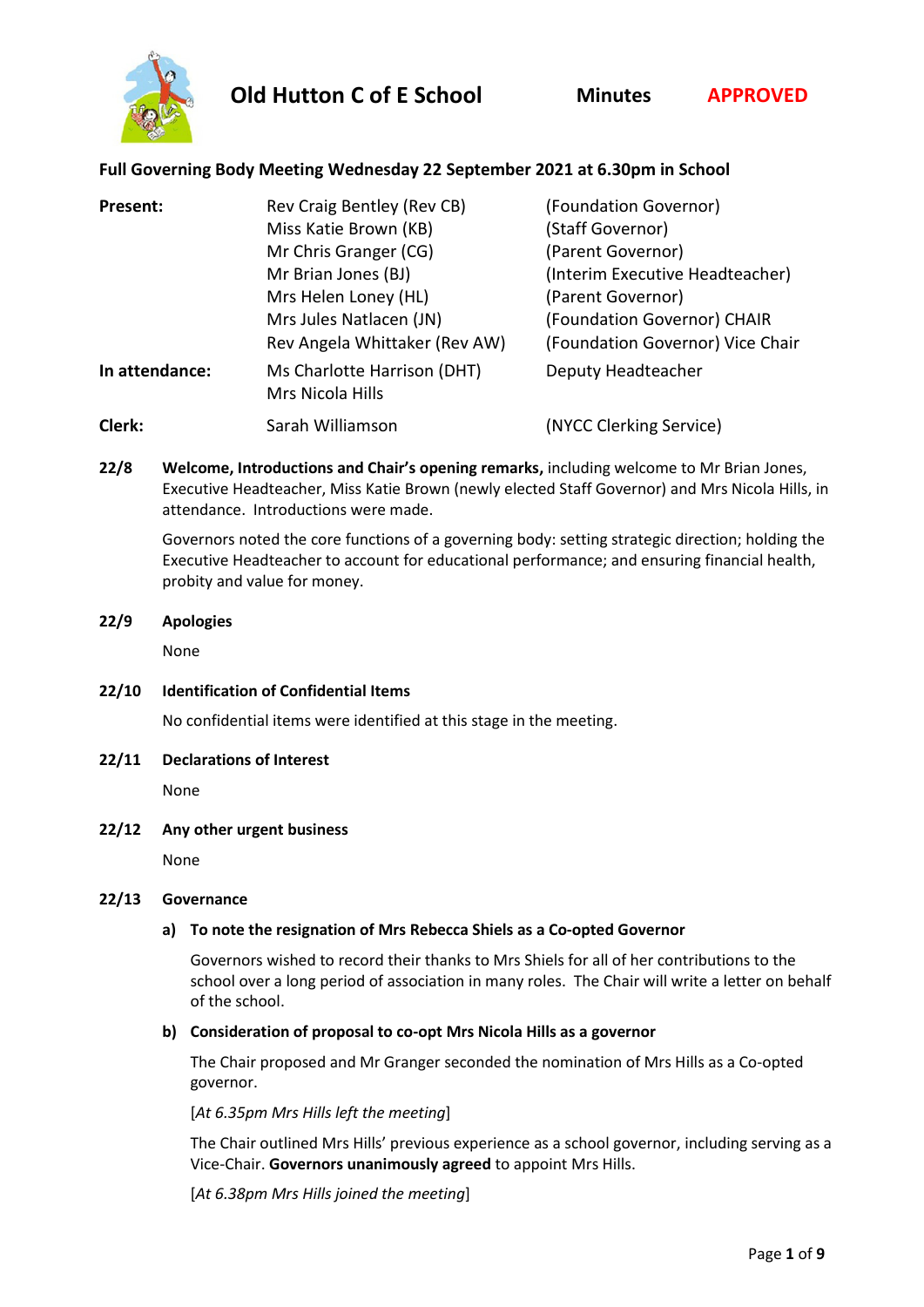# Old Hutton C of E School Minutes APPROVED

## Full Governing Body Meeting Wednesday 22 September 2021 at 6.30pm in School

| | | |
|---|---|---|
| **Present:** | Rev Craig Bentley (Rev CB) | (Foundation Governor) |
| | Miss Katie Brown (KB) | (Staff Governor) |
| | Mr Chris Granger (CG) | (Parent Governor) |
| | Mr Brian Jones (BJ) | (Interim Executive Headteacher) |
| | Mrs Helen Loney (HL) | (Parent Governor) |
| | Mrs Jules Natlacen (JN) | (Foundation Governor) CHAIR |
| | Rev Angela Whittaker (Rev AW) | (Foundation Governor) Vice Chair |
| **In attendance:** | Ms Charlotte Harrison (DHT) | Deputy Headteacher |
| | Mrs Nicola Hills | |
| **Clerk:** | Sarah Williamson | (NYCC Clerking Service) |

**22/8 Welcome, Introductions and Chair's opening remarks,** including welcome to Mr Brian Jones, Executive Headteacher, Miss Katie Brown (newly elected Staff Governor) and Mrs Nicola Hills, in attendance. Introductions were made.

Governors noted the core functions of a governing body: setting strategic direction; holding the Executive Headteacher to account for educational performance; and ensuring financial health, probity and value for money.

**22/9 Apologies**

None

**22/10 Identification of Confidential Items**

No confidential items were identified at this stage in the meeting.

**22/11 Declarations of Interest**

None

**22/12 Any other urgent business**

None

**22/13 Governance**

**a) To note the resignation of Mrs Rebecca Shiels as a Co-opted Governor**

Governors wished to record their thanks to Mrs Shiels for all of her contributions to the school over a long period of association in many roles. The Chair will write a letter on behalf of the school.

**b) Consideration of proposal to co-opt Mrs Nicola Hills as a governor**

The Chair proposed and Mr Granger seconded the nomination of Mrs Hills as a Co-opted governor.

[*At 6.35pm Mrs Hills left the meeting*]

The Chair outlined Mrs Hills' previous experience as a school governor, including serving as a Vice-Chair. **Governors unanimously agreed** to appoint Mrs Hills.

[*At 6.38pm Mrs Hills joined the meeting*]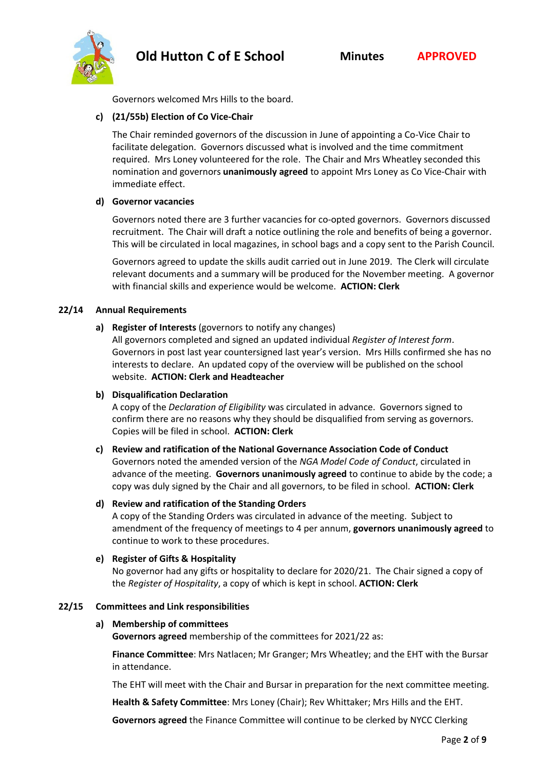Governors welcomed Mrs Hills to the board.

**c) (21/55b) Election of Co Vice-Chair**

The Chair reminded governors of the discussion in June of appointing a Co-Vice Chair to facilitate delegation. Governors discussed what is involved and the time commitment required. Mrs Loney volunteered for the role. The Chair and Mrs Wheatley seconded this nomination and governors **unanimously agreed** to appoint Mrs Loney as Co Vice-Chair with immediate effect.

**d) Governor vacancies**

Governors noted there are 3 further vacancies for co-opted governors. Governors discussed recruitment. The Chair will draft a notice outlining the role and benefits of being a governor. This will be circulated in local magazines, in school bags and a copy sent to the Parish Council.

Governors agreed to update the skills audit carried out in June 2019. The Clerk will circulate relevant documents and a summary will be produced for the November meeting. A governor with financial skills and experience would be welcome. **ACTION: Clerk**

## 22/14 Annual Requirements

**a) Register of Interests** (governors to notify any changes)
All governors completed and signed an updated individual *Register of Interest form*. Governors in post last year countersigned last year's version. Mrs Hills confirmed she has no interests to declare. An updated copy of the overview will be published on the school website. **ACTION: Clerk and Headteacher**

**b) Disqualification Declaration**
A copy of the *Declaration of Eligibility* was circulated in advance. Governors signed to confirm there are no reasons why they should be disqualified from serving as governors. Copies will be filed in school. **ACTION: Clerk**

**c) Review and ratification of the National Governance Association Code of Conduct**
Governors noted the amended version of the *NGA Model Code of Conduct*, circulated in advance of the meeting. **Governors unanimously agreed** to continue to abide by the code; a copy was duly signed by the Chair and all governors, to be filed in school. **ACTION: Clerk**

**d) Review and ratification of the Standing Orders**
A copy of the Standing Orders was circulated in advance of the meeting. Subject to amendment of the frequency of meetings to 4 per annum, **governors unanimously agreed** to continue to work to these procedures.

**e) Register of Gifts & Hospitality**
No governor had any gifts or hospitality to declare for 2020/21. The Chair signed a copy of the *Register of Hospitality*, a copy of which is kept in school. **ACTION: Clerk**

## 22/15 Committees and Link responsibilities

**a) Membership of committees**
**Governors agreed** membership of the committees for 2021/22 as:

**Finance Committee**: Mrs Natlacen; Mr Granger; Mrs Wheatley; and the EHT with the Bursar in attendance.

The EHT will meet with the Chair and Bursar in preparation for the next committee meeting.

**Health & Safety Committee**: Mrs Loney (Chair); Rev Whittaker; Mrs Hills and the EHT.

**Governors agreed** the Finance Committee will continue to be clerked by NYCC Clerking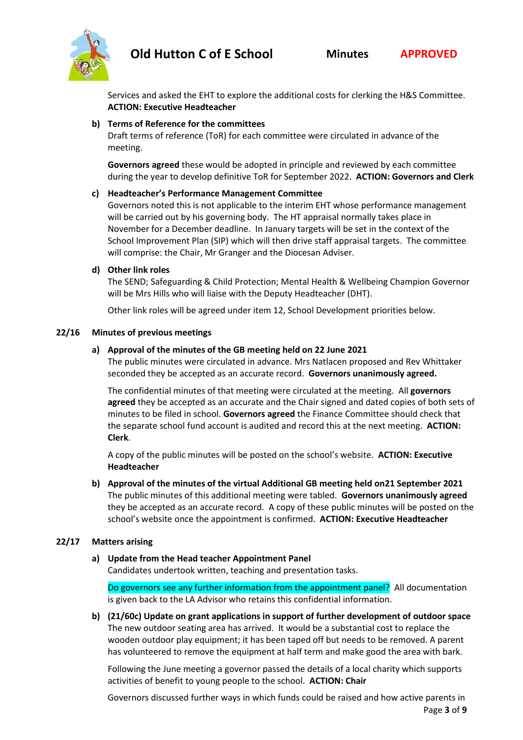Services and asked the EHT to explore the additional costs for clerking the H&S Committee. **ACTION: Executive Headteacher**

**b) Terms of Reference for the committees**
Draft terms of reference (ToR) for each committee were circulated in advance of the meeting.

**Governors agreed** these would be adopted in principle and reviewed by each committee during the year to develop definitive ToR for September 2022. **ACTION: Governors and Clerk**

**c) Headteacher's Performance Management Committee**
Governors noted this is not applicable to the interim EHT whose performance management will be carried out by his governing body. The HT appraisal normally takes place in November for a December deadline. In January targets will be set in the context of the School Improvement Plan (SIP) which will then drive staff appraisal targets. The committee will comprise: the Chair, Mr Granger and the Diocesan Adviser.

**d) Other link roles**
The SEND; Safeguarding & Child Protection; Mental Health & Wellbeing Champion Governor will be Mrs Hills who will liaise with the Deputy Headteacher (DHT).

Other link roles will be agreed under item 12, School Development priorities below.

## 22/16 Minutes of previous meetings

**a) Approval of the minutes of the GB meeting held on 22 June 2021**
The public minutes were circulated in advance. Mrs Natlacen proposed and Rev Whittaker seconded they be accepted as an accurate record. **Governors unanimously agreed.**

The confidential minutes of that meeting were circulated at the meeting. All **governors agreed** they be accepted as an accurate and the Chair signed and dated copies of both sets of minutes to be filed in school. **Governors agreed** the Finance Committee should check that the separate school fund account is audited and record this at the next meeting. **ACTION: Clerk**.

A copy of the public minutes will be posted on the school's website. **ACTION: Executive Headteacher**

**b) Approval of the minutes of the virtual Additional GB meeting held on21 September 2021**
The public minutes of this additional meeting were tabled. **Governors unanimously agreed** they be accepted as an accurate record. A copy of these public minutes will be posted on the school's website once the appointment is confirmed. **ACTION: Executive Headteacher**

## 22/17 Matters arising

**a) Update from the Head teacher Appointment Panel**
Candidates undertook written, teaching and presentation tasks.

Do governors see any further information from the appointment panel? All documentation is given back to the LA Advisor who retains this confidential information.

**b) (21/60c) Update on grant applications in support of further development of outdoor space**
The new outdoor seating area has arrived. It would be a substantial cost to replace the wooden outdoor play equipment; it has been taped off but needs to be removed. A parent has volunteered to remove the equipment at half term and make good the area with bark.

Following the June meeting a governor passed the details of a local charity which supports activities of benefit to young people to the school. **ACTION: Chair**

Governors discussed further ways in which funds could be raised and how active parents in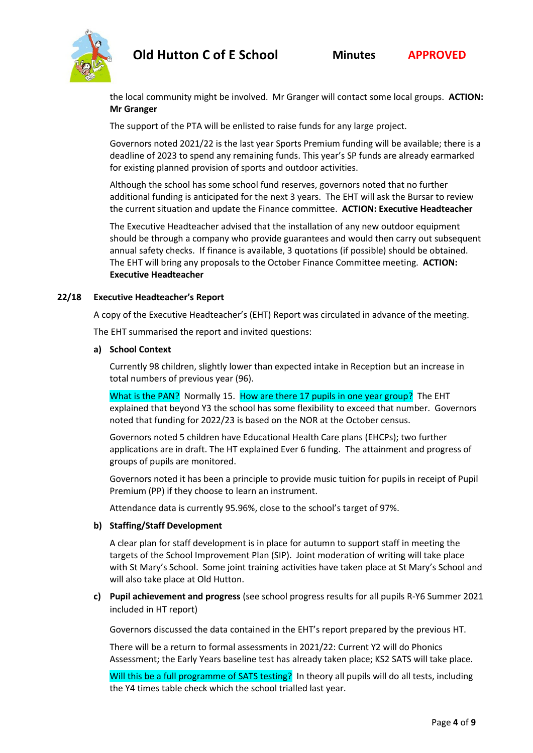the local community might be involved. Mr Granger will contact some local groups. **ACTION: Mr Granger**

The support of the PTA will be enlisted to raise funds for any large project.

Governors noted 2021/22 is the last year Sports Premium funding will be available; there is a deadline of 2023 to spend any remaining funds. This year's SP funds are already earmarked for existing planned provision of sports and outdoor activities.

Although the school has some school fund reserves, governors noted that no further additional funding is anticipated for the next 3 years. The EHT will ask the Bursar to review the current situation and update the Finance committee. **ACTION: Executive Headteacher**

The Executive Headteacher advised that the installation of any new outdoor equipment should be through a company who provide guarantees and would then carry out subsequent annual safety checks. If finance is available, 3 quotations (if possible) should be obtained. The EHT will bring any proposals to the October Finance Committee meeting. **ACTION: Executive Headteacher**

## 22/18 Executive Headteacher's Report

A copy of the Executive Headteacher's (EHT) Report was circulated in advance of the meeting.

The EHT summarised the report and invited questions:

### a) School Context

Currently 98 children, slightly lower than expected intake in Reception but an increase in total numbers of previous year (96).

What is the PAN? Normally 15. How are there 17 pupils in one year group? The EHT explained that beyond Y3 the school has some flexibility to exceed that number. Governors noted that funding for 2022/23 is based on the NOR at the October census.

Governors noted 5 children have Educational Health Care plans (EHCPs); two further applications are in draft. The HT explained Ever 6 funding. The attainment and progress of groups of pupils are monitored.

Governors noted it has been a principle to provide music tuition for pupils in receipt of Pupil Premium (PP) if they choose to learn an instrument.

Attendance data is currently 95.96%, close to the school's target of 97%.

### b) Staffing/Staff Development

A clear plan for staff development is in place for autumn to support staff in meeting the targets of the School Improvement Plan (SIP). Joint moderation of writing will take place with St Mary's School. Some joint training activities have taken place at St Mary's School and will also take place at Old Hutton.

### c) Pupil achievement and progress (see school progress results for all pupils R-Y6 Summer 2021 included in HT report)

Governors discussed the data contained in the EHT's report prepared by the previous HT.

There will be a return to formal assessments in 2021/22: Current Y2 will do Phonics Assessment; the Early Years baseline test has already taken place; KS2 SATS will take place.

Will this be a full programme of SATS testing? In theory all pupils will do all tests, including the Y4 times table check which the school trialled last year.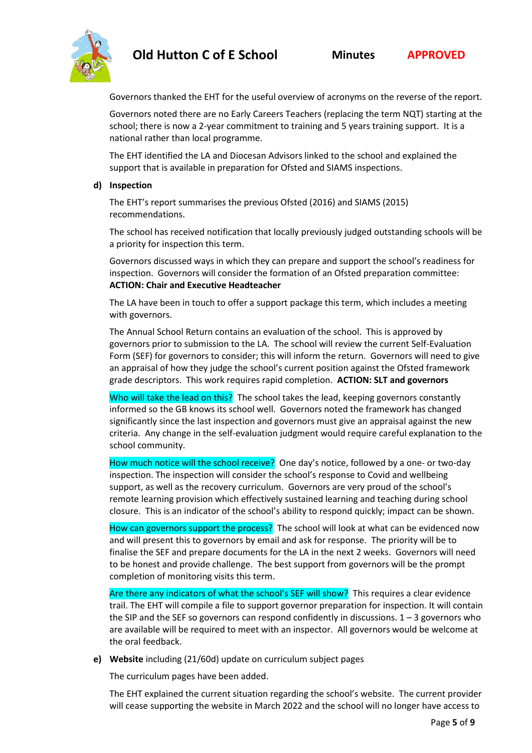Governors thanked the EHT for the useful overview of acronyms on the reverse of the report.

Governors noted there are no Early Careers Teachers (replacing the term NQT) starting at the school; there is now a 2-year commitment to training and 5 years training support. It is a national rather than local programme.

The EHT identified the LA and Diocesan Advisors linked to the school and explained the support that is available in preparation for Ofsted and SIAMS inspections.

**d) Inspection**

The EHT's report summarises the previous Ofsted (2016) and SIAMS (2015) recommendations.

The school has received notification that locally previously judged outstanding schools will be a priority for inspection this term.

Governors discussed ways in which they can prepare and support the school's readiness for inspection. Governors will consider the formation of an Ofsted preparation committee: **ACTION: Chair and Executive Headteacher**

The LA have been in touch to offer a support package this term, which includes a meeting with governors.

The Annual School Return contains an evaluation of the school. This is approved by governors prior to submission to the LA. The school will review the current Self-Evaluation Form (SEF) for governors to consider; this will inform the return. Governors will need to give an appraisal of how they judge the school's current position against the Ofsted framework grade descriptors. This work requires rapid completion. **ACTION: SLT and governors**

Who will take the lead on this? The school takes the lead, keeping governors constantly informed so the GB knows its school well. Governors noted the framework has changed significantly since the last inspection and governors must give an appraisal against the new criteria. Any change in the self-evaluation judgment would require careful explanation to the school community.

How much notice will the school receive? One day's notice, followed by a one- or two-day inspection. The inspection will consider the school's response to Covid and wellbeing support, as well as the recovery curriculum. Governors are very proud of the school's remote learning provision which effectively sustained learning and teaching during school closure. This is an indicator of the school's ability to respond quickly; impact can be shown.

How can governors support the process? The school will look at what can be evidenced now and will present this to governors by email and ask for response. The priority will be to finalise the SEF and prepare documents for the LA in the next 2 weeks. Governors will need to be honest and provide challenge. The best support from governors will be the prompt completion of monitoring visits this term.

Are there any indicators of what the school's SEF will show? This requires a clear evidence trail. The EHT will compile a file to support governor preparation for inspection. It will contain the SIP and the SEF so governors can respond confidently in discussions. 1 – 3 governors who are available will be required to meet with an inspector. All governors would be welcome at the oral feedback.

**e) Website** including (21/60d) update on curriculum subject pages

The curriculum pages have been added.

The EHT explained the current situation regarding the school's website. The current provider will cease supporting the website in March 2022 and the school will no longer have access to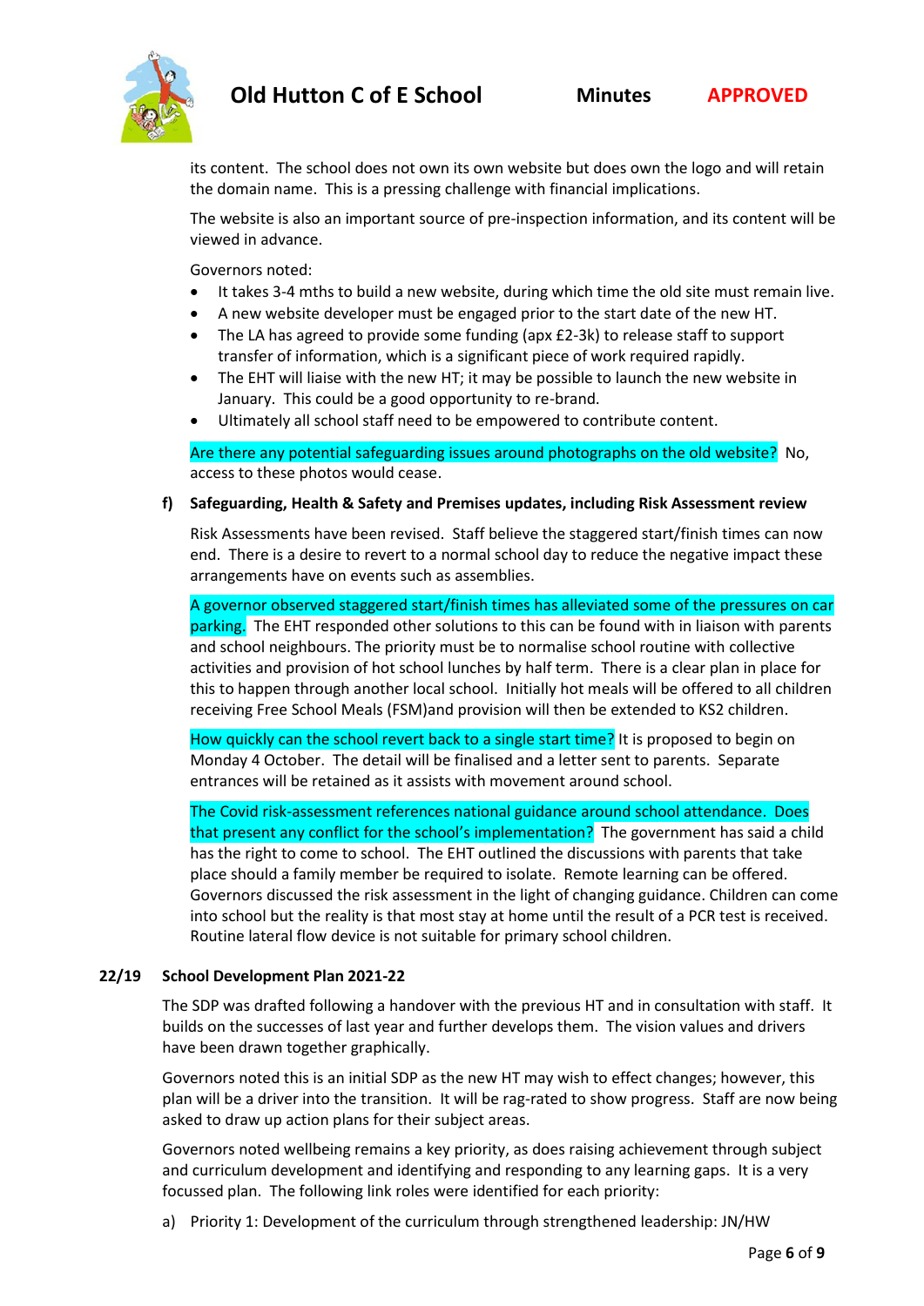its content. The school does not own its own website but does own the logo and will retain the domain name. This is a pressing challenge with financial implications.

The website is also an important source of pre-inspection information, and its content will be viewed in advance.

Governors noted:

- It takes 3-4 mths to build a new website, during which time the old site must remain live.
- A new website developer must be engaged prior to the start date of the new HT.
- The LA has agreed to provide some funding (apx £2-3k) to release staff to support transfer of information, which is a significant piece of work required rapidly.
- The EHT will liaise with the new HT; it may be possible to launch the new website in January. This could be a good opportunity to re-brand.
- Ultimately all school staff need to be empowered to contribute content.

Are there any potential safeguarding issues around photographs on the old website? No, access to these photos would cease.

**f) Safeguarding, Health & Safety and Premises updates, including Risk Assessment review**

Risk Assessments have been revised. Staff believe the staggered start/finish times can now end. There is a desire to revert to a normal school day to reduce the negative impact these arrangements have on events such as assemblies.

A governor observed staggered start/finish times has alleviated some of the pressures on car parking. The EHT responded other solutions to this can be found with in liaison with parents and school neighbours. The priority must be to normalise school routine with collective activities and provision of hot school lunches by half term. There is a clear plan in place for this to happen through another local school. Initially hot meals will be offered to all children receiving Free School Meals (FSM)and provision will then be extended to KS2 children.

How quickly can the school revert back to a single start time? It is proposed to begin on Monday 4 October. The detail will be finalised and a letter sent to parents. Separate entrances will be retained as it assists with movement around school.

The Covid risk-assessment references national guidance around school attendance. Does that present any conflict for the school's implementation? The government has said a child has the right to come to school. The EHT outlined the discussions with parents that take place should a family member be required to isolate. Remote learning can be offered. Governors discussed the risk assessment in the light of changing guidance. Children can come into school but the reality is that most stay at home until the result of a PCR test is received. Routine lateral flow device is not suitable for primary school children.

**22/19 School Development Plan 2021-22**

The SDP was drafted following a handover with the previous HT and in consultation with staff. It builds on the successes of last year and further develops them. The vision values and drivers have been drawn together graphically.

Governors noted this is an initial SDP as the new HT may wish to effect changes; however, this plan will be a driver into the transition. It will be rag-rated to show progress. Staff are now being asked to draw up action plans for their subject areas.

Governors noted wellbeing remains a key priority, as does raising achievement through subject and curriculum development and identifying and responding to any learning gaps. It is a very focussed plan. The following link roles were identified for each priority:

a) Priority 1: Development of the curriculum through strengthened leadership: JN/HW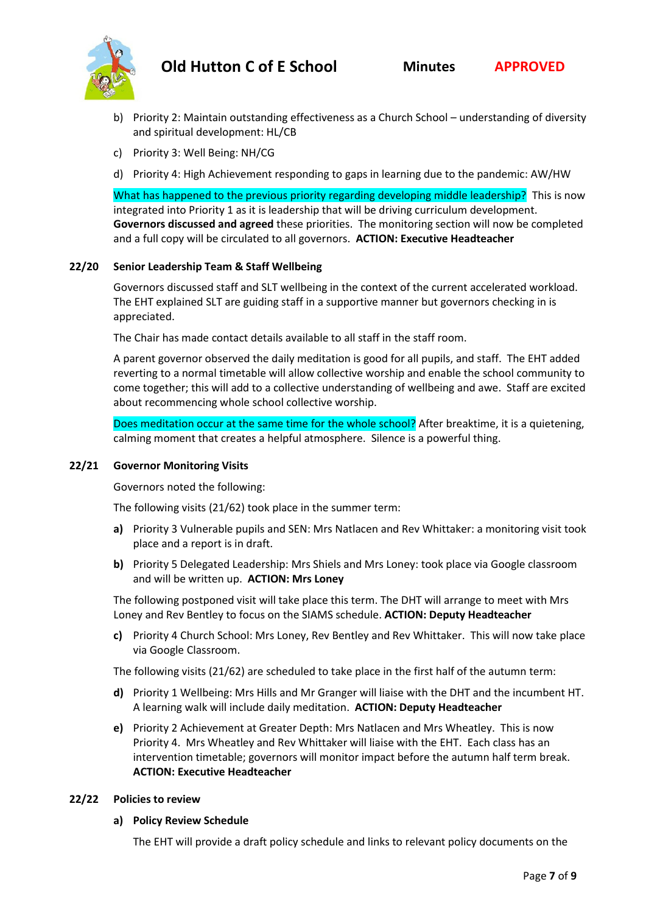b) Priority 2: Maintain outstanding effectiveness as a Church School – understanding of diversity and spiritual development: HL/CB

c) Priority 3: Well Being: NH/CG

d) Priority 4: High Achievement responding to gaps in learning due to the pandemic: AW/HW

What has happened to the previous priority regarding developing middle leadership? This is now integrated into Priority 1 as it is leadership that will be driving curriculum development. **Governors discussed and agreed** these priorities. The monitoring section will now be completed and a full copy will be circulated to all governors. **ACTION: Executive Headteacher**

**22/20 Senior Leadership Team & Staff Wellbeing**

Governors discussed staff and SLT wellbeing in the context of the current accelerated workload. The EHT explained SLT are guiding staff in a supportive manner but governors checking in is appreciated.

The Chair has made contact details available to all staff in the staff room.

A parent governor observed the daily meditation is good for all pupils, and staff. The EHT added reverting to a normal timetable will allow collective worship and enable the school community to come together; this will add to a collective understanding of wellbeing and awe. Staff are excited about recommencing whole school collective worship.

Does meditation occur at the same time for the whole school? After breaktime, it is a quietening, calming moment that creates a helpful atmosphere. Silence is a powerful thing.

**22/21 Governor Monitoring Visits**

Governors noted the following:

The following visits (21/62) took place in the summer term:

**a)** Priority 3 Vulnerable pupils and SEN: Mrs Natlacen and Rev Whittaker: a monitoring visit took place and a report is in draft.

**b)** Priority 5 Delegated Leadership: Mrs Shiels and Mrs Loney: took place via Google classroom and will be written up. **ACTION: Mrs Loney**

The following postponed visit will take place this term. The DHT will arrange to meet with Mrs Loney and Rev Bentley to focus on the SIAMS schedule. **ACTION: Deputy Headteacher**

**c)** Priority 4 Church School: Mrs Loney, Rev Bentley and Rev Whittaker. This will now take place via Google Classroom.

The following visits (21/62) are scheduled to take place in the first half of the autumn term:

**d)** Priority 1 Wellbeing: Mrs Hills and Mr Granger will liaise with the DHT and the incumbent HT. A learning walk will include daily meditation. **ACTION: Deputy Headteacher**

**e)** Priority 2 Achievement at Greater Depth: Mrs Natlacen and Mrs Wheatley. This is now Priority 4. Mrs Wheatley and Rev Whittaker will liaise with the EHT. Each class has an intervention timetable; governors will monitor impact before the autumn half term break. **ACTION: Executive Headteacher**

**22/22 Policies to review**

**a) Policy Review Schedule**

The EHT will provide a draft policy schedule and links to relevant policy documents on the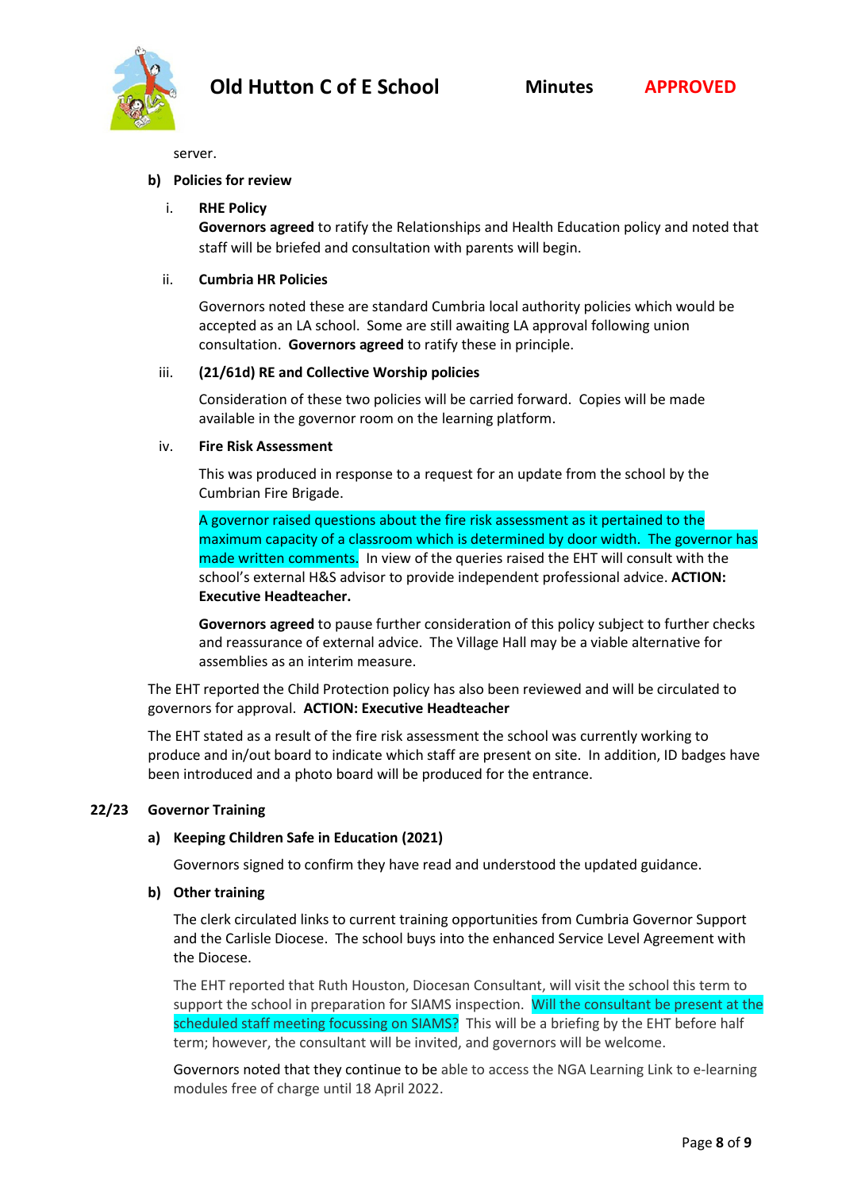server.

**b) Policies for review**

i. **RHE Policy**

**Governors agreed** to ratify the Relationships and Health Education policy and noted that staff will be briefed and consultation with parents will begin.

ii. **Cumbria HR Policies**

Governors noted these are standard Cumbria local authority policies which would be accepted as an LA school. Some are still awaiting LA approval following union consultation. **Governors agreed** to ratify these in principle.

iii. **(21/61d) RE and Collective Worship policies**

Consideration of these two policies will be carried forward. Copies will be made available in the governor room on the learning platform.

iv. **Fire Risk Assessment**

This was produced in response to a request for an update from the school by the Cumbrian Fire Brigade.

A governor raised questions about the fire risk assessment as it pertained to the maximum capacity of a classroom which is determined by door width. The governor has made written comments. In view of the queries raised the EHT will consult with the school's external H&S advisor to provide independent professional advice. **ACTION: Executive Headteacher.**

**Governors agreed** to pause further consideration of this policy subject to further checks and reassurance of external advice. The Village Hall may be a viable alternative for assemblies as an interim measure.

The EHT reported the Child Protection policy has also been reviewed and will be circulated to governors for approval. **ACTION: Executive Headteacher**

The EHT stated as a result of the fire risk assessment the school was currently working to produce and in/out board to indicate which staff are present on site. In addition, ID badges have been introduced and a photo board will be produced for the entrance.

## 22/23 Governor Training

**a) Keeping Children Safe in Education (2021)**

Governors signed to confirm they have read and understood the updated guidance.

**b) Other training**

The clerk circulated links to current training opportunities from Cumbria Governor Support and the Carlisle Diocese. The school buys into the enhanced Service Level Agreement with the Diocese.

The EHT reported that Ruth Houston, Diocesan Consultant, will visit the school this term to support the school in preparation for SIAMS inspection. Will the consultant be present at the scheduled staff meeting focussing on SIAMS? This will be a briefing by the EHT before half term; however, the consultant will be invited, and governors will be welcome.

Governors noted that they continue to be able to access the NGA Learning Link to e-learning modules free of charge until 18 April 2022.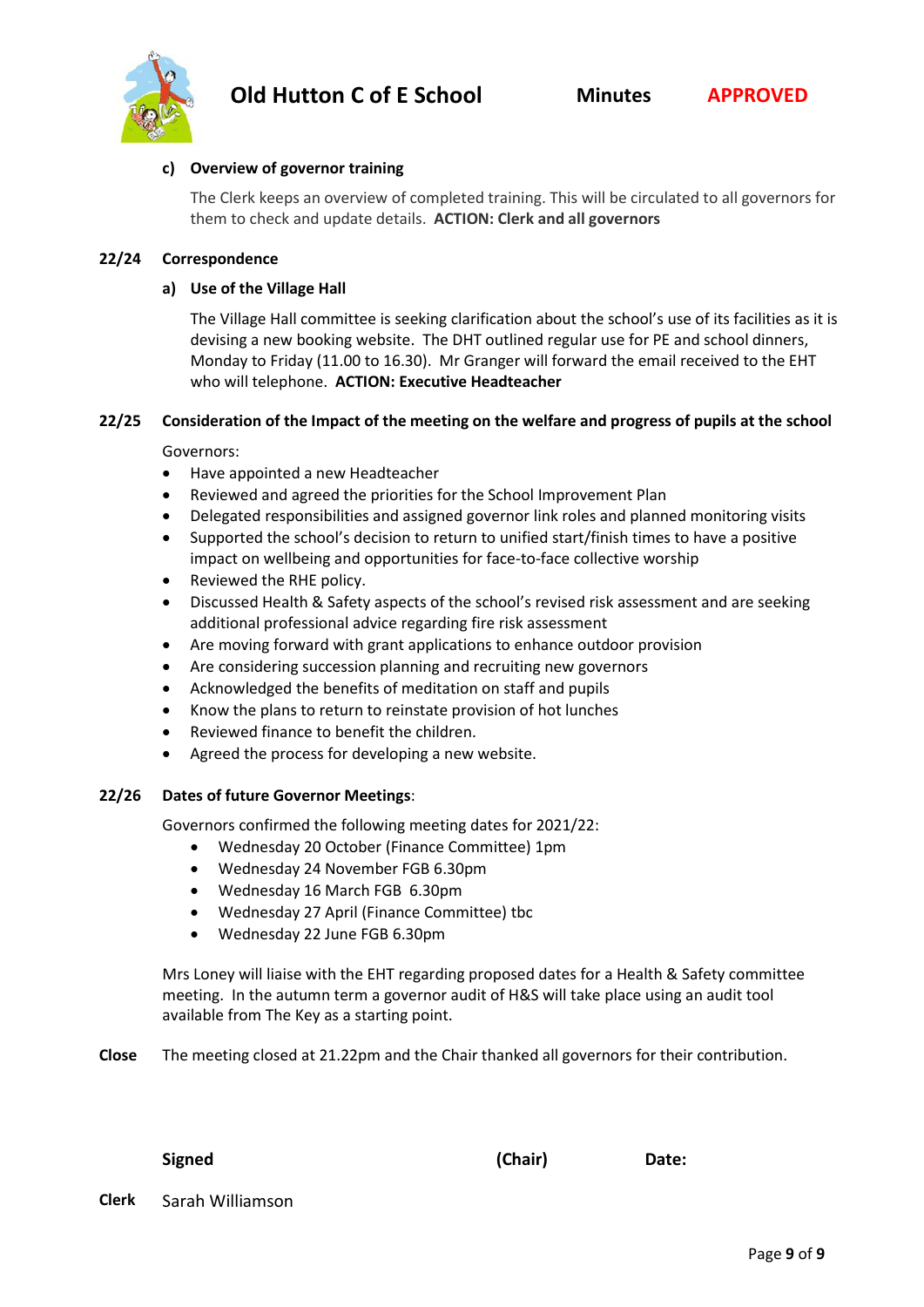#### c) Overview of governor training

The Clerk keeps an overview of completed training. This will be circulated to all governors for them to check and update details. **ACTION: Clerk and all governors**

### 22/24 Correspondence

#### a) Use of the Village Hall

The Village Hall committee is seeking clarification about the school's use of its facilities as it is devising a new booking website. The DHT outlined regular use for PE and school dinners, Monday to Friday (11.00 to 16.30). Mr Granger will forward the email received to the EHT who will telephone. **ACTION: Executive Headteacher**

### 22/25 Consideration of the Impact of the meeting on the welfare and progress of pupils at the school

Governors:

- Have appointed a new Headteacher
- Reviewed and agreed the priorities for the School Improvement Plan
- Delegated responsibilities and assigned governor link roles and planned monitoring visits
- Supported the school's decision to return to unified start/finish times to have a positive impact on wellbeing and opportunities for face-to-face collective worship
- Reviewed the RHE policy.
- Discussed Health & Safety aspects of the school's revised risk assessment and are seeking additional professional advice regarding fire risk assessment
- Are moving forward with grant applications to enhance outdoor provision
- Are considering succession planning and recruiting new governors
- Acknowledged the benefits of meditation on staff and pupils
- Know the plans to return to reinstate provision of hot lunches
- Reviewed finance to benefit the children.
- Agreed the process for developing a new website.

### 22/26 Dates of future Governor Meetings:

Governors confirmed the following meeting dates for 2021/22:

- Wednesday 20 October (Finance Committee) 1pm
- Wednesday 24 November FGB 6.30pm
- Wednesday 16 March FGB 6.30pm
- Wednesday 27 April (Finance Committee) tbc
- Wednesday 22 June FGB 6.30pm

Mrs Loney will liaise with the EHT regarding proposed dates for a Health & Safety committee meeting. In the autumn term a governor audit of H&S will take place using an audit tool available from The Key as a starting point.

**Close** The meeting closed at 21.22pm and the Chair thanked all governors for their contribution.

**Signed** **(Chair)** **Date:**

**Clerk** Sarah Williamson